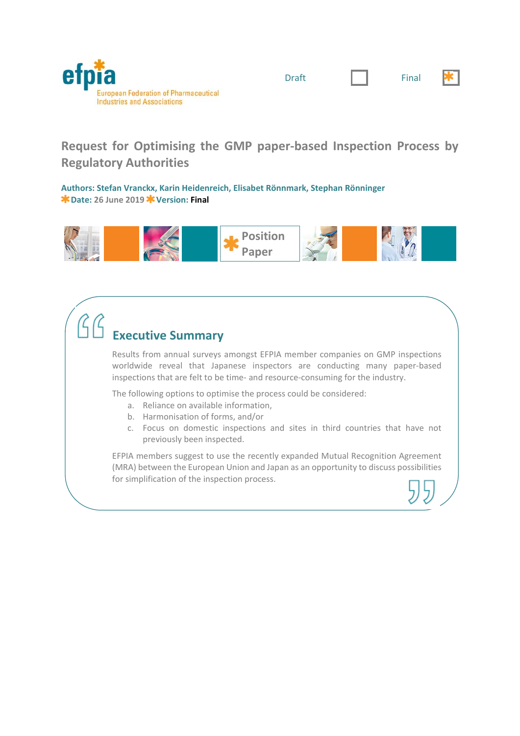efpia

European Federation of Pharmaceutical Industries and Associations

Draft ☐ Final ☒

# Request for Optimising the GMP paper-based Inspection Process by Regulatory Authorities

**Authors: Stefan Vranckx, Karin Heidenreich, Elisabet Rönnmark, Stephan Rönninger**

**Date:** 26 June 2019 **Version:** **Final**

Position Paper

## Executive Summary

Results from annual surveys amongst EFPIA member companies on GMP inspections worldwide reveal that Japanese inspectors are conducting many paper-based inspections that are felt to be time- and resource-consuming for the industry.

The following options to optimise the process could be considered:

a. Reliance on available information,
b. Harmonisation of forms, and/or
c. Focus on domestic inspections and sites in third countries that have not previously been inspected.

EFPIA members suggest to use the recently expanded Mutual Recognition Agreement (MRA) between the European Union and Japan as an opportunity to discuss possibilities for simplification of the inspection process.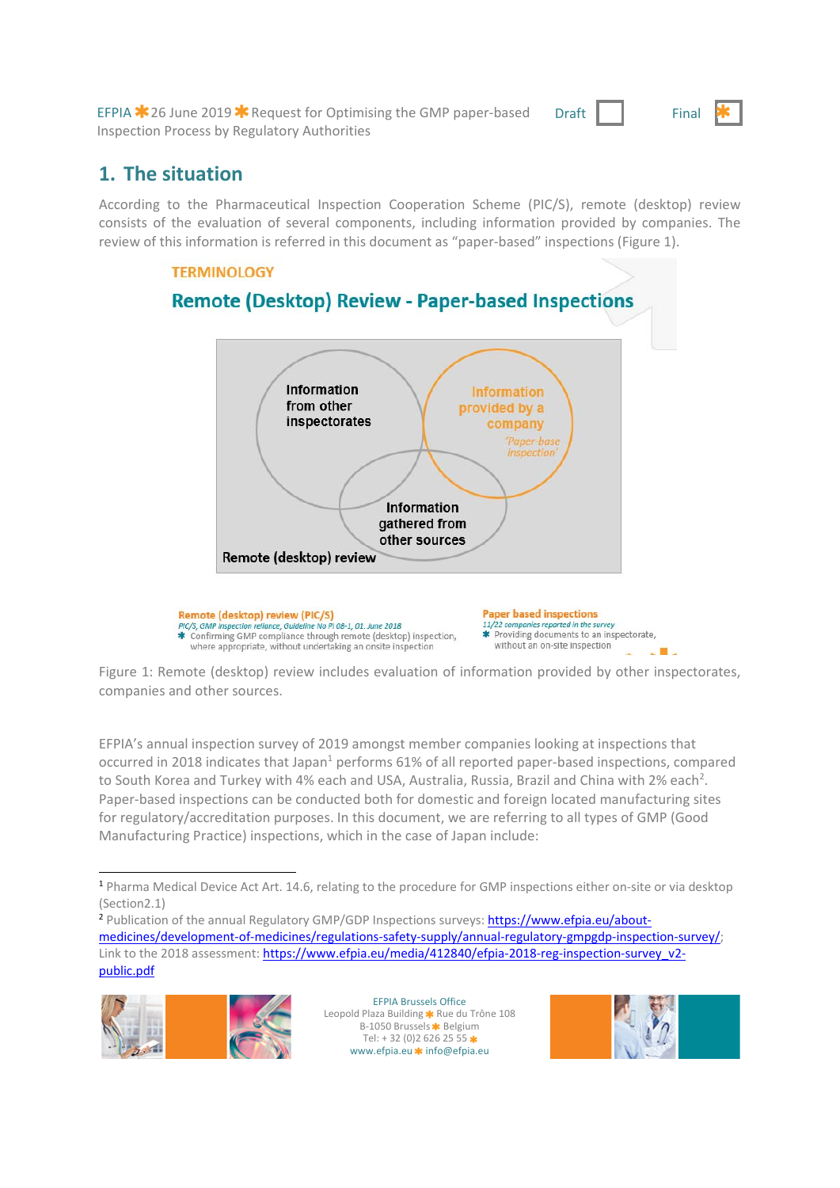## 1. The situation

According to the Pharmaceutical Inspection Cooperation Scheme (PIC/S), remote (desktop) review consists of the evaluation of several components, including information provided by companies. The review of this information is referred in this document as "paper-based" inspections (Figure 1).

TERMINOLOGY

**Remote (Desktop) Review - Paper-based Inspections**

Information from other inspectorates

Information provided by a company
*'Paper base inspection'*

Information gathered from other sources

Remote (desktop) review

**Remote (desktop) review (PIC/S)**
*PIC/S, GMP inspection reliance, Guideline No PI 08-1, 01. June 2018*
- Confirming GMP compliance through remote (desktop) inspection, where appropriate, without undertaking an onsite inspection

**Paper based inspections**
*11/22 companies reported in the survey*
- Providing documents to an inspectorate, without an on-site inspection

Figure 1: Remote (desktop) review includes evaluation of information provided by other inspectorates, companies and other sources.

EFPIA's annual inspection survey of 2019 amongst member companies looking at inspections that occurred in 2018 indicates that Japan[1] performs 61% of all reported paper-based inspections, compared to South Korea and Turkey with 4% each and USA, Australia, Russia, Brazil and China with 2% each[2]. Paper-based inspections can be conducted both for domestic and foreign located manufacturing sites for regulatory/accreditation purposes. In this document, we are referring to all types of GMP (Good Manufacturing Practice) inspections, which in the case of Japan include:

---

[1] Pharma Medical Device Act Art. 14.6, relating to the procedure for GMP inspections either on-site or via desktop (Section2.1)

[2] Publication of the annual Regulatory GMP/GDP Inspections surveys: https://www.efpia.eu/about-medicines/development-of-medicines/regulations-safety-supply/annual-regulatory-gmpgdp-inspection-survey/; Link to the 2018 assessment: https://www.efpia.eu/media/412840/efpia-2018-reg-inspection-survey_v2-public.pdf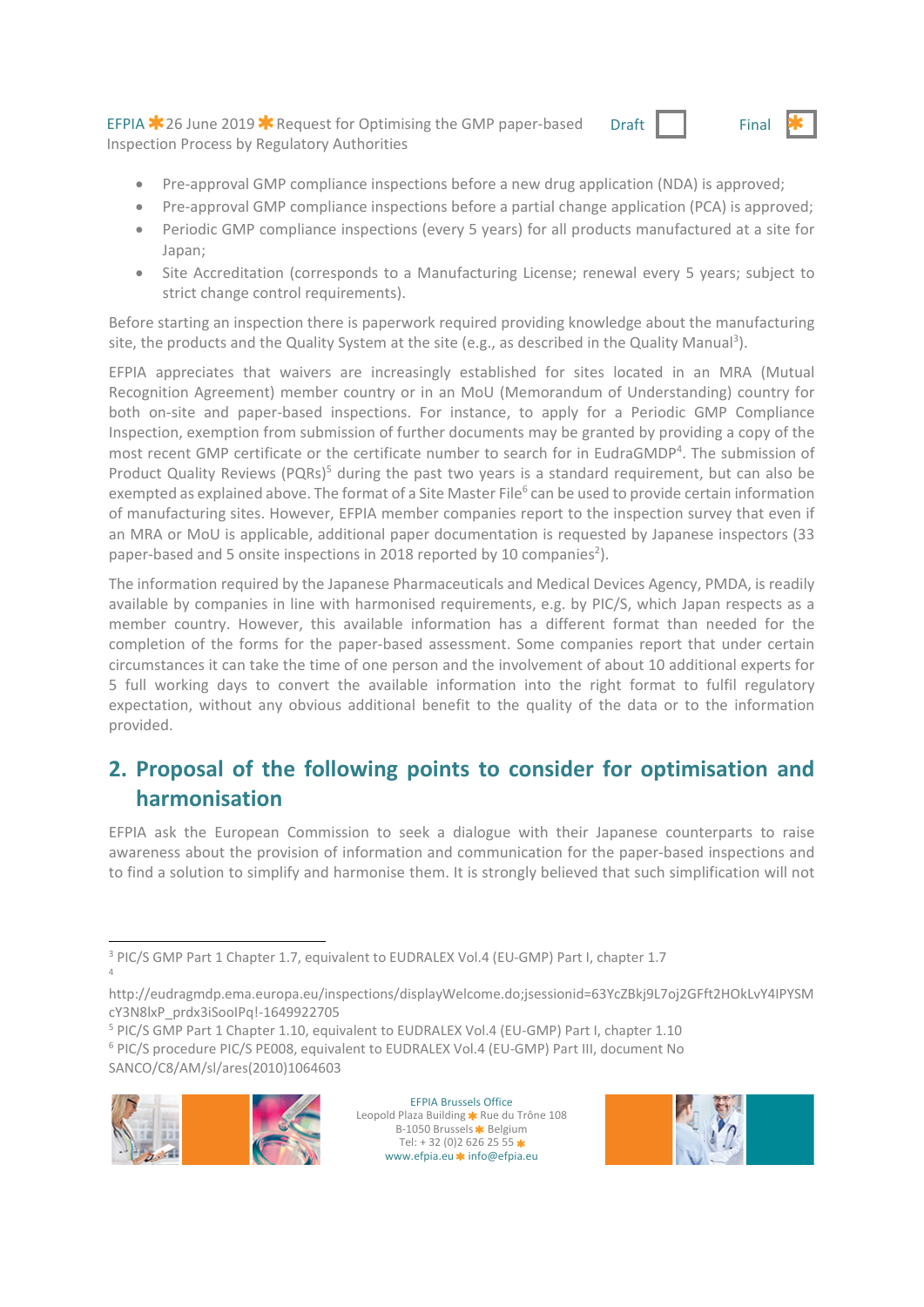- Pre-approval GMP compliance inspections before a new drug application (NDA) is approved;
- Pre-approval GMP compliance inspections before a partial change application (PCA) is approved;
- Periodic GMP compliance inspections (every 5 years) for all products manufactured at a site for Japan;
- Site Accreditation (corresponds to a Manufacturing License; renewal every 5 years; subject to strict change control requirements).

Before starting an inspection there is paperwork required providing knowledge about the manufacturing site, the products and the Quality System at the site (e.g., as described in the Quality Manual[3]).

EFPIA appreciates that waivers are increasingly established for sites located in an MRA (Mutual Recognition Agreement) member country or in an MoU (Memorandum of Understanding) country for both on-site and paper-based inspections. For instance, to apply for a Periodic GMP Compliance Inspection, exemption from submission of further documents may be granted by providing a copy of the most recent GMP certificate or the certificate number to search for in EudraGMDP[4]. The submission of Product Quality Reviews (PQRs)[5] during the past two years is a standard requirement, but can also be exempted as explained above. The format of a Site Master File[6] can be used to provide certain information of manufacturing sites. However, EFPIA member companies report to the inspection survey that even if an MRA or MoU is applicable, additional paper documentation is requested by Japanese inspectors (33 paper-based and 5 onsite inspections in 2018 reported by 10 companies[2]).

The information required by the Japanese Pharmaceuticals and Medical Devices Agency, PMDA, is readily available by companies in line with harmonised requirements, e.g. by PIC/S, which Japan respects as a member country. However, this available information has a different format than needed for the completion of the forms for the paper-based assessment. Some companies report that under certain circumstances it can take the time of one person and the involvement of about 10 additional experts for 5 full working days to convert the available information into the right format to fulfil regulatory expectation, without any obvious additional benefit to the quality of the data or to the information provided.

## 2. Proposal of the following points to consider for optimisation and harmonisation

EFPIA ask the European Commission to seek a dialogue with their Japanese counterparts to raise awareness about the provision of information and communication for the paper-based inspections and to find a solution to simplify and harmonise them. It is strongly believed that such simplification will not

---

[3] PIC/S GMP Part 1 Chapter 1.7, equivalent to EUDRALEX Vol.4 (EU-GMP) Part I, chapter 1.7

[4] http://eudragmdp.ema.europa.eu/inspections/displayWelcome.do;jsessionid=63YcZBkj9L7oj2GFft2HOkLvY4IPYSMcY3N8lxP_prdx3iSoolPq!-1649922705

[5] PIC/S GMP Part 1 Chapter 1.10, equivalent to EUDRALEX Vol.4 (EU-GMP) Part I, chapter 1.10

[6] PIC/S procedure PIC/S PE008, equivalent to EUDRALEX Vol.4 (EU-GMP) Part III, document No SANCO/C8/AM/sl/ares(2010)1064603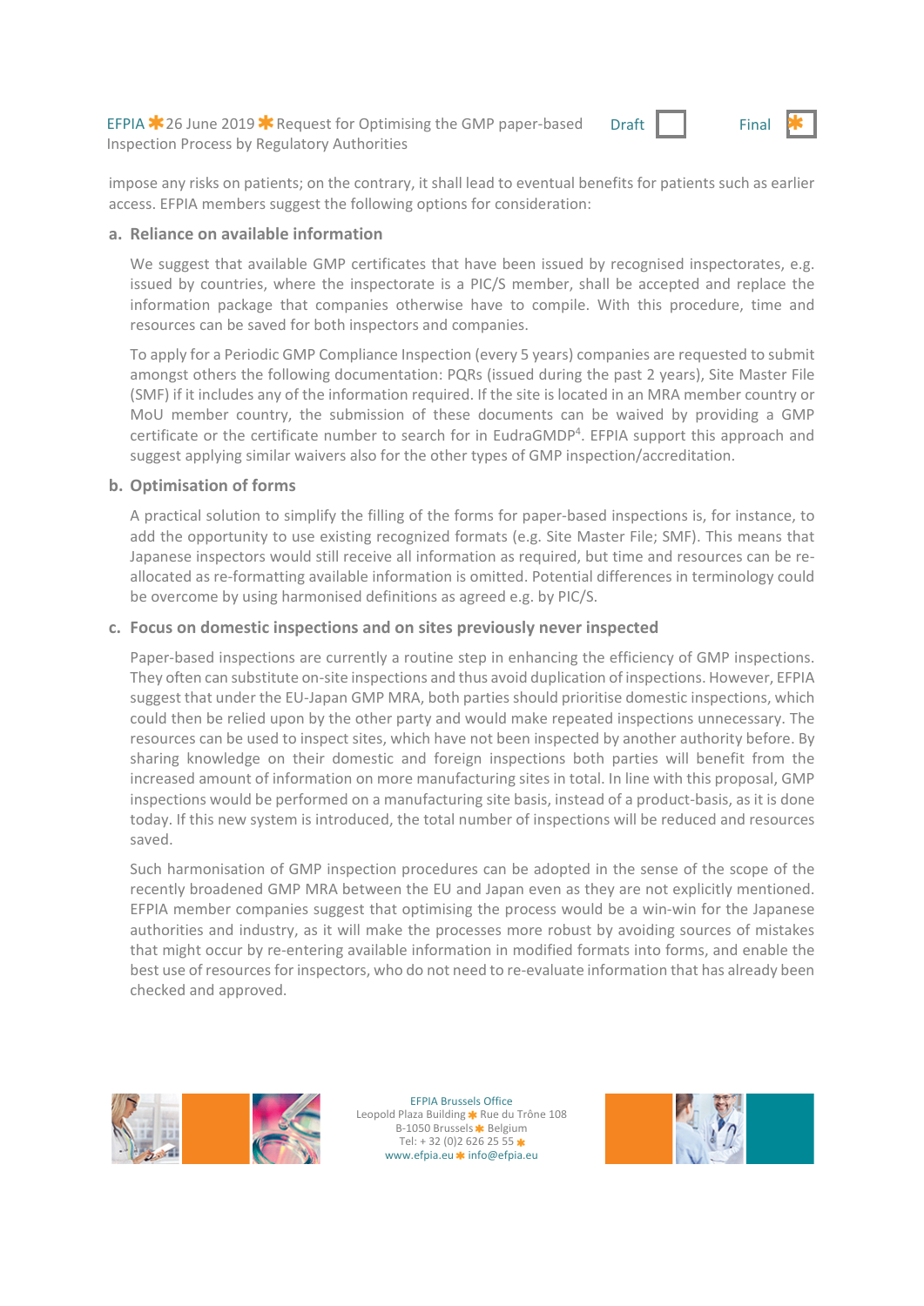impose any risks on patients; on the contrary, it shall lead to eventual benefits for patients such as earlier access. EFPIA members suggest the following options for consideration:

### a. Reliance on available information

We suggest that available GMP certificates that have been issued by recognised inspectorates, e.g. issued by countries, where the inspectorate is a PIC/S member, shall be accepted and replace the information package that companies otherwise have to compile. With this procedure, time and resources can be saved for both inspectors and companies.

To apply for a Periodic GMP Compliance Inspection (every 5 years) companies are requested to submit amongst others the following documentation: PQRs (issued during the past 2 years), Site Master File (SMF) if it includes any of the information required. If the site is located in an MRA member country or MoU member country, the submission of these documents can be waived by providing a GMP certificate or the certificate number to search for in EudraGMDP[4]. EFPIA support this approach and suggest applying similar waivers also for the other types of GMP inspection/accreditation.

### b. Optimisation of forms

A practical solution to simplify the filling of the forms for paper-based inspections is, for instance, to add the opportunity to use existing recognized formats (e.g. Site Master File; SMF). This means that Japanese inspectors would still receive all information as required, but time and resources can be re-allocated as re-formatting available information is omitted. Potential differences in terminology could be overcome by using harmonised definitions as agreed e.g. by PIC/S.

### c. Focus on domestic inspections and on sites previously never inspected

Paper-based inspections are currently a routine step in enhancing the efficiency of GMP inspections. They often can substitute on-site inspections and thus avoid duplication of inspections. However, EFPIA suggest that under the EU-Japan GMP MRA, both parties should prioritise domestic inspections, which could then be relied upon by the other party and would make repeated inspections unnecessary. The resources can be used to inspect sites, which have not been inspected by another authority before. By sharing knowledge on their domestic and foreign inspections both parties will benefit from the increased amount of information on more manufacturing sites in total. In line with this proposal, GMP inspections would be performed on a manufacturing site basis, instead of a product-basis, as it is done today. If this new system is introduced, the total number of inspections will be reduced and resources saved.

Such harmonisation of GMP inspection procedures can be adopted in the sense of the scope of the recently broadened GMP MRA between the EU and Japan even as they are not explicitly mentioned. EFPIA member companies suggest that optimising the process would be a win-win for the Japanese authorities and industry, as it will make the processes more robust by avoiding sources of mistakes that might occur by re-entering available information in modified formats into forms, and enable the best use of resources for inspectors, who do not need to re-evaluate information that has already been checked and approved.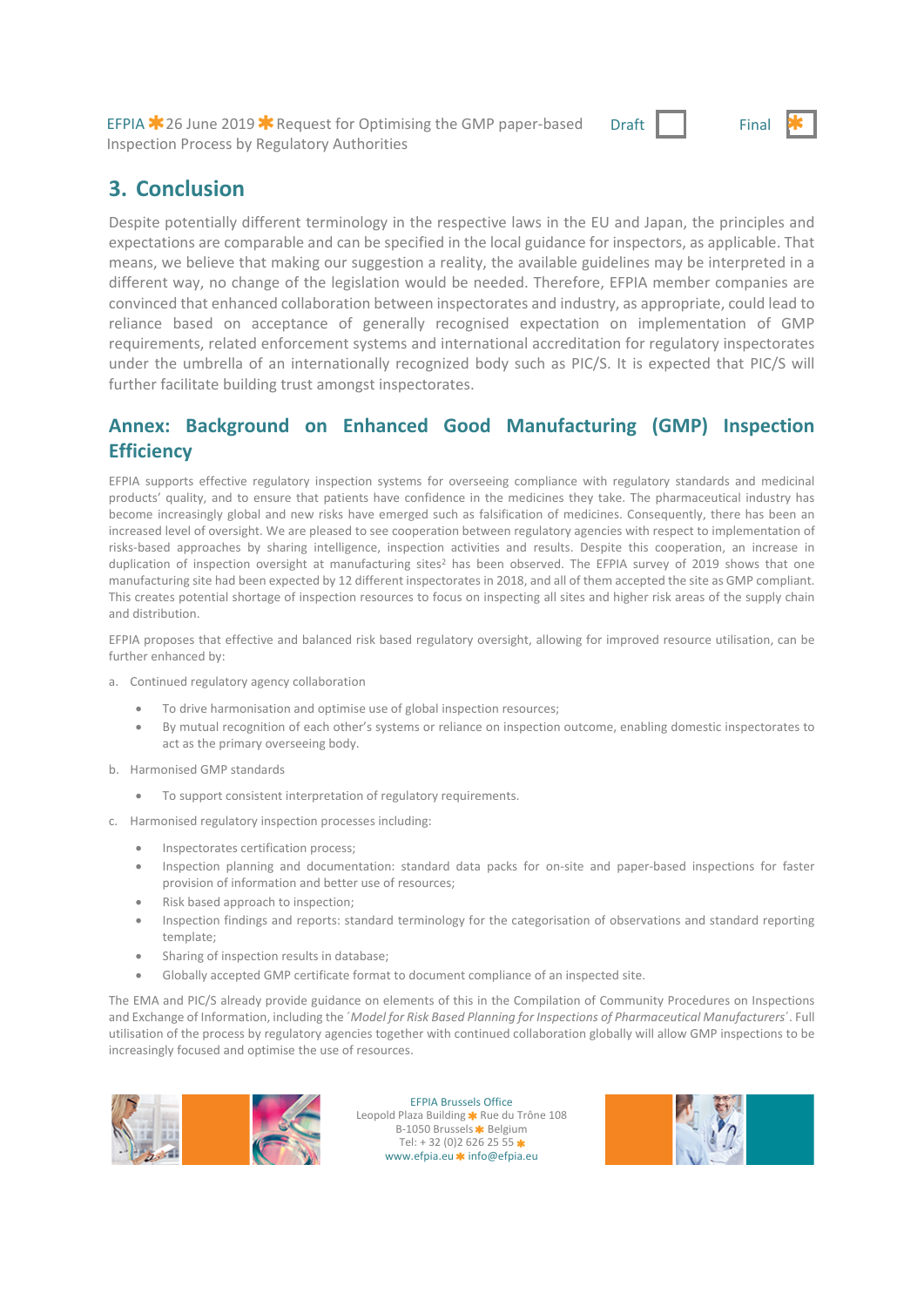## 3. Conclusion

Despite potentially different terminology in the respective laws in the EU and Japan, the principles and expectations are comparable and can be specified in the local guidance for inspectors, as applicable. That means, we believe that making our suggestion a reality, the available guidelines may be interpreted in a different way, no change of the legislation would be needed. Therefore, EFPIA member companies are convinced that enhanced collaboration between inspectorates and industry, as appropriate, could lead to reliance based on acceptance of generally recognised expectation on implementation of GMP requirements, related enforcement systems and international accreditation for regulatory inspectorates under the umbrella of an internationally recognized body such as PIC/S. It is expected that PIC/S will further facilitate building trust amongst inspectorates.

## Annex: Background on Enhanced Good Manufacturing (GMP) Inspection Efficiency

EFPIA supports effective regulatory inspection systems for overseeing compliance with regulatory standards and medicinal products' quality, and to ensure that patients have confidence in the medicines they take. The pharmaceutical industry has become increasingly global and new risks have emerged such as falsification of medicines. Consequently, there has been an increased level of oversight. We are pleased to see cooperation between regulatory agencies with respect to implementation of risks-based approaches by sharing intelligence, inspection activities and results. Despite this cooperation, an increase in duplication of inspection oversight at manufacturing sites[2] has been observed. The EFPIA survey of 2019 shows that one manufacturing site had been expected by 12 different inspectorates in 2018, and all of them accepted the site as GMP compliant. This creates potential shortage of inspection resources to focus on inspecting all sites and higher risk areas of the supply chain and distribution.

EFPIA proposes that effective and balanced risk based regulatory oversight, allowing for improved resource utilisation, can be further enhanced by:

a. Continued regulatory agency collaboration
   - To drive harmonisation and optimise use of global inspection resources;
   - By mutual recognition of each other's systems or reliance on inspection outcome, enabling domestic inspectorates to act as the primary overseeing body.

b. Harmonised GMP standards
   - To support consistent interpretation of regulatory requirements.

c. Harmonised regulatory inspection processes including:
   - Inspectorates certification process;
   - Inspection planning and documentation: standard data packs for on-site and paper-based inspections for faster provision of information and better use of resources;
   - Risk based approach to inspection;
   - Inspection findings and reports: standard terminology for the categorisation of observations and standard reporting template;
   - Sharing of inspection results in database;
   - Globally accepted GMP certificate format to document compliance of an inspected site.

The EMA and PIC/S already provide guidance on elements of this in the Compilation of Community Procedures on Inspections and Exchange of Information, including the ´*Model for Risk Based Planning for Inspections of Pharmaceutical Manufacturers*´. Full utilisation of the process by regulatory agencies together with continued collaboration globally will allow GMP inspections to be increasingly focused and optimise the use of resources.